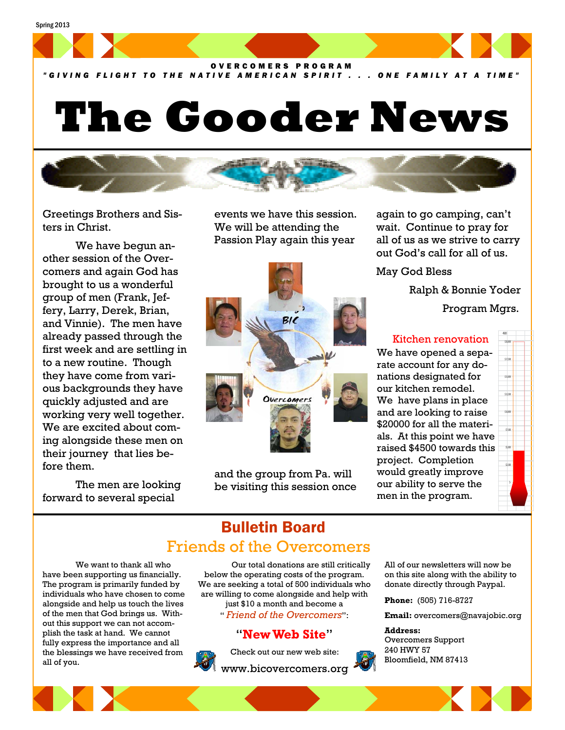Spring 2013

OVERCOMERS PROGRAM

*"GIVING FLIGHT TO THE NATIVE AMERICAN SPIRIT . . . ONE FAMILY AT A TIME"*

# The Gooder News

Greetings Brothers and Sisters in Christ.

We have begun another session of the Overcomers and again God has brought to us a wonderful group of men (Frank, Jeffery, Larry, Derek, Brian, and Vinnie). The men have already passed through the first week and are settling in to a new routine. Though they have come from various backgrounds they have quickly adjusted and are working very well together. We are excited about coming alongside these men on their journey that lies before them.

The men are looking forward to several special events we have this session. We will be attending the Passion Play again this year and the group from Pa. will be visiting this session once again to go camping, can't wait. Continue to pray for all of us as we strive to carry out God's call for all of us.

May God Bless

Ralph & Bonnie Yoder

Program Mgrs.

### Kitchen renovation

We have opened a separate account for any donations designated for our kitchen remodel. We have plans in place and are looking to raise $20000 for all the materials. At this point we have raised $4500 towards this project. Completion would greatly improve our ability to serve the men in the program.

## Bulletin Board

### Friends of the Overcomers

We want to thank all who have been supporting us financially. The program is primarily funded by individuals who have chosen to come alongside and help us touch the lives of the men that God brings us. Without this support we can not accomplish the task at hand. We cannot fully express the importance and all the blessings we have received from all of you.

Our total donations are still critically below the operating costs of the program. We are seeking a total of 500 individuals who are willing to come alongside and help with just $10 a month and become a "*Friend of the Overcomers*":

### "New Web Site"

Check out our new web site:

www.bicovercomers.org

All of our newsletters will now be on this site along with the ability to donate directly through Paypal.

**Phone:** (505) 716-8727

**Email:** overcomers@navajobic.org

**Address:**
Overcomers Support
240 HWY 57
Bloomfield, NM 87413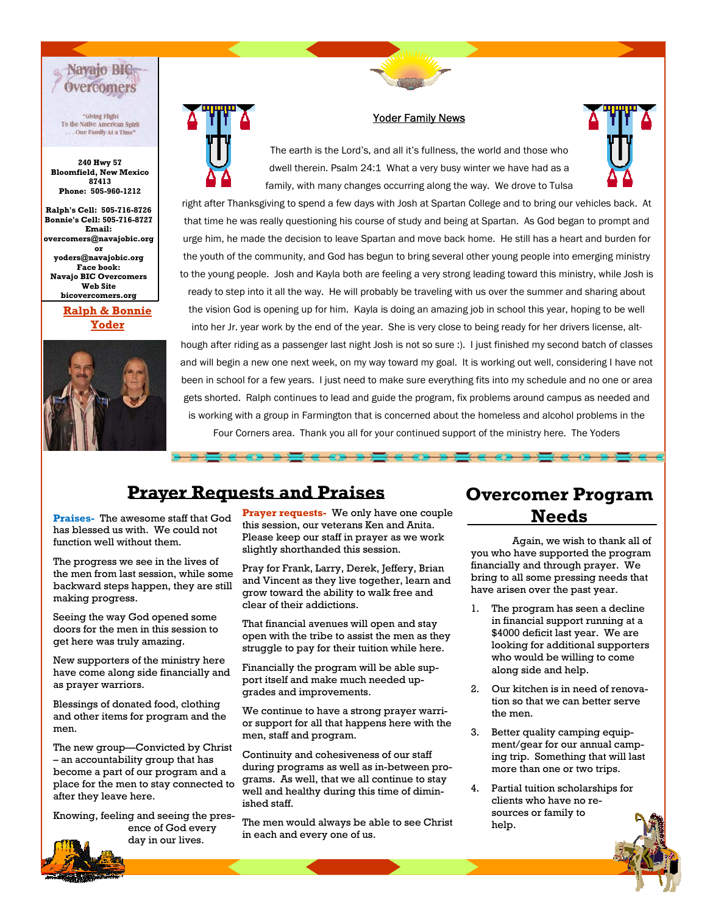Navajo BIC Overcomers

"Giving Flight To the Native American Spirit . . . One Family At a Time"

**240 Hwy 57**
**Bloomfield, New Mexico 87413**
**Phone: 505-960-1212**

**Ralph's Cell: 505-716-8726**
**Bonnie's Cell: 505-716-8727**
**Email:**
**overcomers@navajobic.org**
**or**
**yoders@navajobic.org**
**Face book:**
**Navajo BIC Overcomers**
**Web Site**
**bicovercomers.org**

**Ralph & Bonnie Yoder**

## Yoder Family News

The earth is the Lord's, and all it's fullness, the world and those who dwell therein. Psalm 24:1 What a very busy winter we have had as a family, with many changes occurring along the way. We drove to Tulsa right after Thanksgiving to spend a few days with Josh at Spartan College and to bring our vehicles back. At that time he was really questioning his course of study and being at Spartan. As God began to prompt and urge him, he made the decision to leave Spartan and move back home. He still has a heart and burden for the youth of the community, and God has begun to bring several other young people into emerging ministry to the young people. Josh and Kayla both are feeling a very strong leading toward this ministry, while Josh is ready to step into it all the way. He will probably be traveling with us over the summer and sharing about the vision God is opening up for him. Kayla is doing an amazing job in school this year, hoping to be well into her Jr. year work by the end of the year. She is very close to being ready for her drivers license, although after riding as a passenger last night Josh is not so sure :). I just finished my second batch of classes and will begin a new one next week, on my way toward my goal. It is working out well, considering I have not been in school for a few years. I just need to make sure everything fits into my schedule and no one or area gets shorted. Ralph continues to lead and guide the program, fix problems around campus as needed and is working with a group in Farmington that is concerned about the homeless and alcohol problems in the Four Corners area. Thank you all for your continued support of the ministry here. The Yoders

## Prayer Requests and Praises

**Praises-** The awesome staff that God has blessed us with. We could not function well without them.

The progress we see in the lives of the men from last session, while some backward steps happen, they are still making progress.

Seeing the way God opened some doors for the men in this session to get here was truly amazing.

New supporters of the ministry here have come along side financially and as prayer warriors.

Blessings of donated food, clothing and other items for program and the men.

The new group—Convicted by Christ – an accountability group that has become a part of our program and a place for the men to stay connected to after they leave here.

Knowing, feeling and seeing the presence of God every day in our lives.

**Prayer requests-** We only have one couple this session, our veterans Ken and Anita. Please keep our staff in prayer as we work slightly shorthanded this session.

Pray for Frank, Larry, Derek, Jeffery, Brian and Vincent as they live together, learn and grow toward the ability to walk free and clear of their addictions.

That financial avenues will open and stay open with the tribe to assist the men as they struggle to pay for their tuition while here.

Financially the program will be able support itself and make much needed upgrades and improvements.

We continue to have a strong prayer warrior support for all that happens here with the men, staff and program.

Continuity and cohesiveness of our staff during programs as well as in-between programs. As well, that we all continue to stay well and healthy during this time of diminished staff.

The men would always be able to see Christ in each and every one of us.

## Overcomer Program Needs

Again, we wish to thank all of you who have supported the program financially and through prayer. We bring to all some pressing needs that have arisen over the past year.

1. The program has seen a decline in financial support running at a $4000 deficit last year. We are looking for additional supporters who would be willing to come along side and help.
2. Our kitchen is in need of renovation so that we can better serve the men.
3. Better quality camping equipment/gear for our annual camping trip. Something that will last more than one or two trips.
4. Partial tuition scholarships for clients who have no resources or family to help.